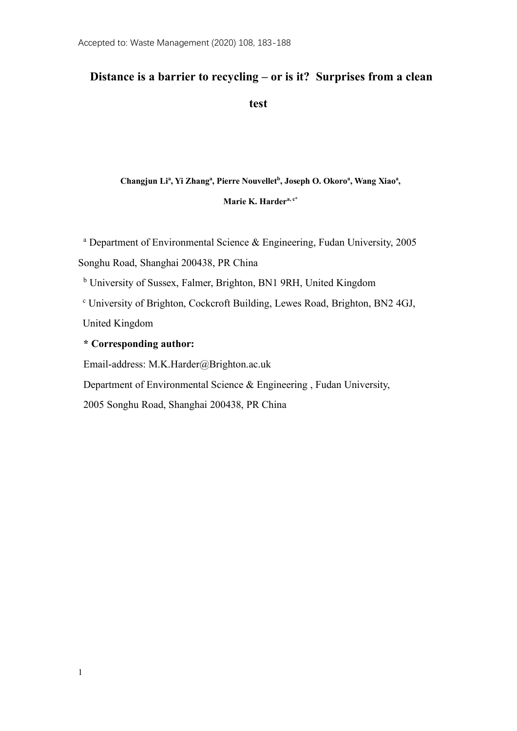Accepted to: Waste Management (2020) 108, 183-188

# Distance is a barrier to recycling – or is it? Surprises from a clean test

**Changjun Li[a], Yi Zhang[a], Pierre Nouvellet[b], Joseph O. Okoro[a], Wang Xiao[a], Marie K. Harder[a, c*]**

[a] Department of Environmental Science & Engineering, Fudan University, 2005 Songhu Road, Shanghai 200438, PR China

[b] University of Sussex, Falmer, Brighton, BN1 9RH, United Kingdom

[c] University of Brighton, Cockcroft Building, Lewes Road, Brighton, BN2 4GJ, United Kingdom

**\* Corresponding author:**

Email-address: M.K.Harder@Brighton.ac.uk

Department of Environmental Science & Engineering , Fudan University, 2005 Songhu Road, Shanghai 200438, PR China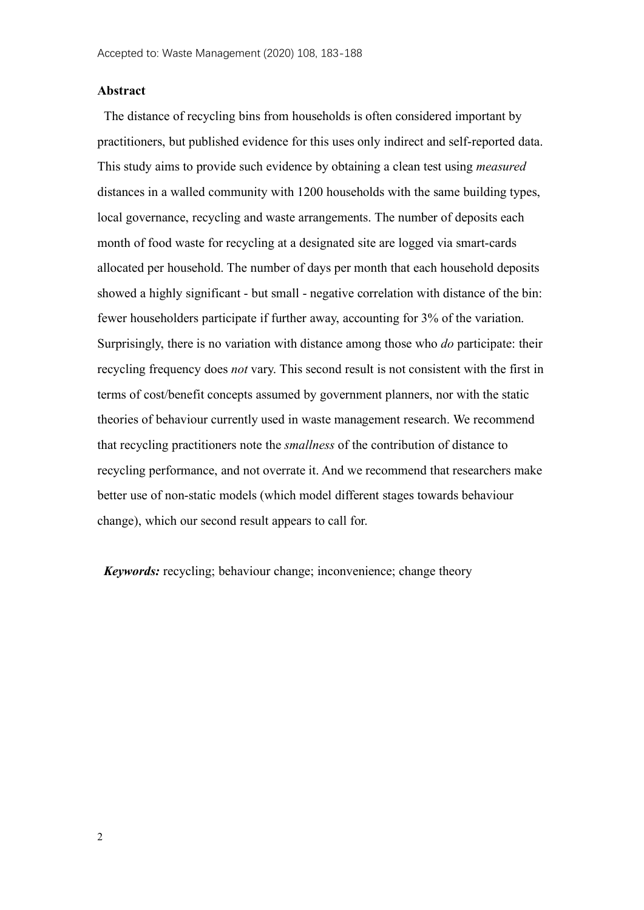## Abstract

The distance of recycling bins from households is often considered important by practitioners, but published evidence for this uses only indirect and self-reported data. This study aims to provide such evidence by obtaining a clean test using *measured* distances in a walled community with 1200 households with the same building types, local governance, recycling and waste arrangements. The number of deposits each month of food waste for recycling at a designated site are logged via smart-cards allocated per household. The number of days per month that each household deposits showed a highly significant - but small - negative correlation with distance of the bin: fewer householders participate if further away, accounting for 3% of the variation. Surprisingly, there is no variation with distance among those who *do* participate: their recycling frequency does *not* vary. This second result is not consistent with the first in terms of cost/benefit concepts assumed by government planners, nor with the static theories of behaviour currently used in waste management research. We recommend that recycling practitioners note the *smallness* of the contribution of distance to recycling performance, and not overrate it. And we recommend that researchers make better use of non-static models (which model different stages towards behaviour change), which our second result appears to call for.

***Keywords:*** recycling; behaviour change; inconvenience; change theory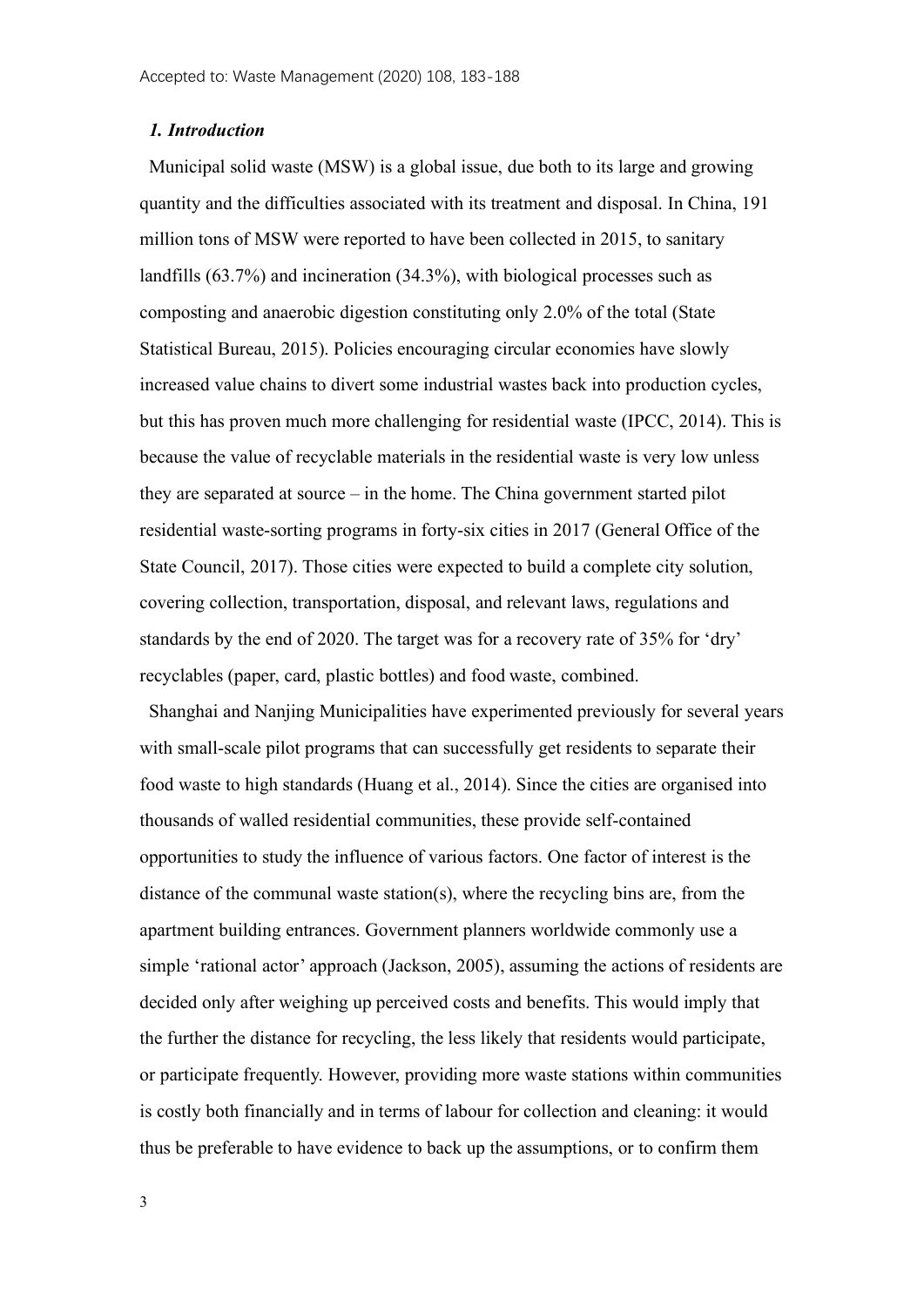## *1. Introduction*

Municipal solid waste (MSW) is a global issue, due both to its large and growing quantity and the difficulties associated with its treatment and disposal. In China, 191 million tons of MSW were reported to have been collected in 2015, to sanitary landfills (63.7%) and incineration (34.3%), with biological processes such as composting and anaerobic digestion constituting only 2.0% of the total (State Statistical Bureau, 2015). Policies encouraging circular economies have slowly increased value chains to divert some industrial wastes back into production cycles, but this has proven much more challenging for residential waste (IPCC, 2014). This is because the value of recyclable materials in the residential waste is very low unless they are separated at source – in the home. The China government started pilot residential waste-sorting programs in forty-six cities in 2017 (General Office of the State Council, 2017). Those cities were expected to build a complete city solution, covering collection, transportation, disposal, and relevant laws, regulations and standards by the end of 2020. The target was for a recovery rate of 35% for 'dry' recyclables (paper, card, plastic bottles) and food waste, combined.

Shanghai and Nanjing Municipalities have experimented previously for several years with small-scale pilot programs that can successfully get residents to separate their food waste to high standards (Huang et al., 2014). Since the cities are organised into thousands of walled residential communities, these provide self-contained opportunities to study the influence of various factors. One factor of interest is the distance of the communal waste station(s), where the recycling bins are, from the apartment building entrances. Government planners worldwide commonly use a simple 'rational actor' approach (Jackson, 2005), assuming the actions of residents are decided only after weighing up perceived costs and benefits. This would imply that the further the distance for recycling, the less likely that residents would participate, or participate frequently. However, providing more waste stations within communities is costly both financially and in terms of labour for collection and cleaning: it would thus be preferable to have evidence to back up the assumptions, or to confirm them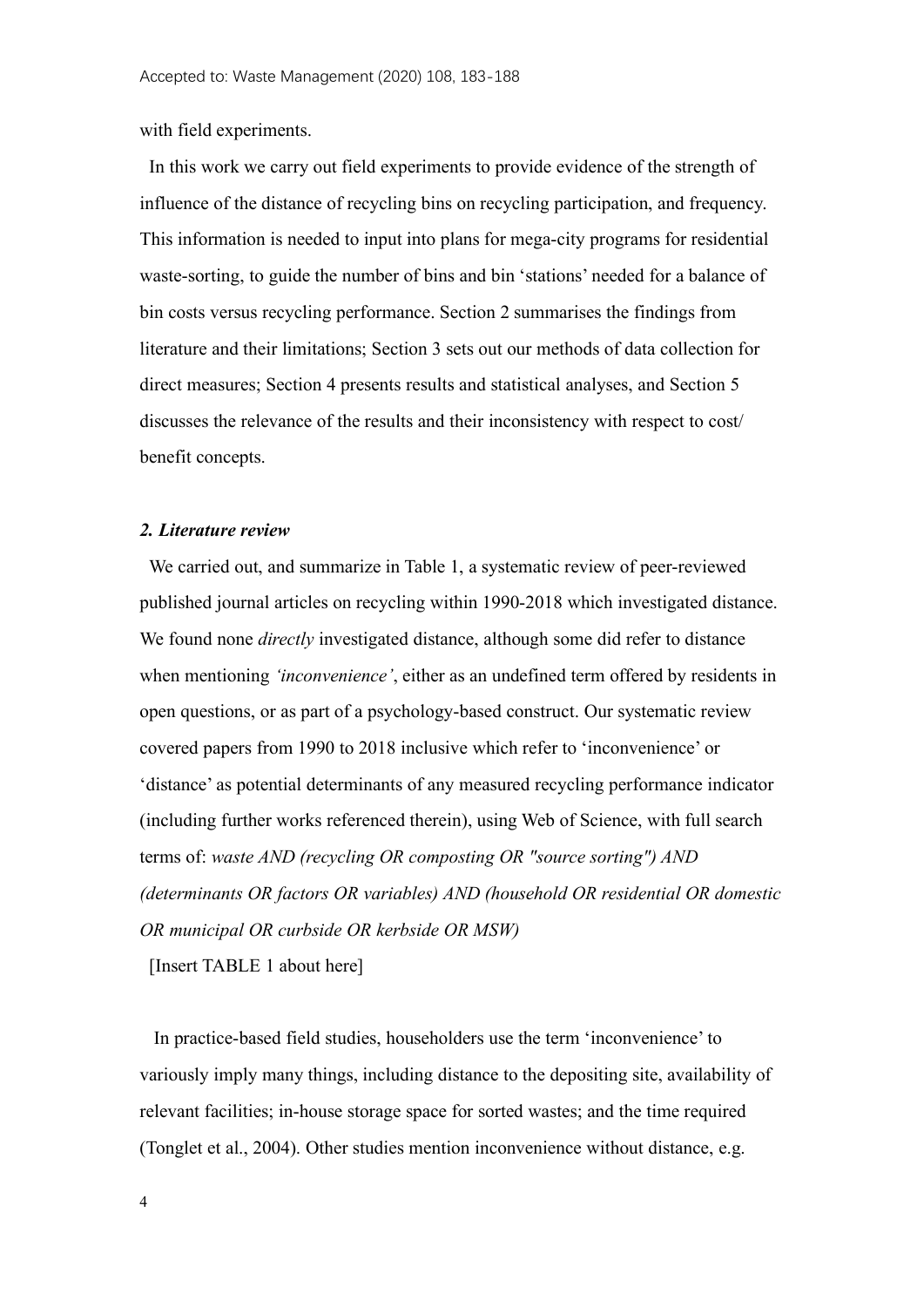with field experiments.

In this work we carry out field experiments to provide evidence of the strength of influence of the distance of recycling bins on recycling participation, and frequency. This information is needed to input into plans for mega-city programs for residential waste-sorting, to guide the number of bins and bin 'stations' needed for a balance of bin costs versus recycling performance. Section 2 summarises the findings from literature and their limitations; Section 3 sets out our methods of data collection for direct measures; Section 4 presents results and statistical analyses, and Section 5 discusses the relevance of the results and their inconsistency with respect to cost/ benefit concepts.

## *2. Literature review*

We carried out, and summarize in Table 1, a systematic review of peer-reviewed published journal articles on recycling within 1990-2018 which investigated distance. We found none *directly* investigated distance, although some did refer to distance when mentioning *'inconvenience'*, either as an undefined term offered by residents in open questions, or as part of a psychology-based construct. Our systematic review covered papers from 1990 to 2018 inclusive which refer to 'inconvenience' or 'distance' as potential determinants of any measured recycling performance indicator (including further works referenced therein), using Web of Science, with full search terms of: *waste AND (recycling OR composting OR "source sorting") AND (determinants OR factors OR variables) AND (household OR residential OR domestic OR municipal OR curbside OR kerbside OR MSW)*

[Insert TABLE 1 about here]

In practice-based field studies, householders use the term 'inconvenience' to variously imply many things, including distance to the depositing site, availability of relevant facilities; in-house storage space for sorted wastes; and the time required (Tonglet et al., 2004). Other studies mention inconvenience without distance, e.g.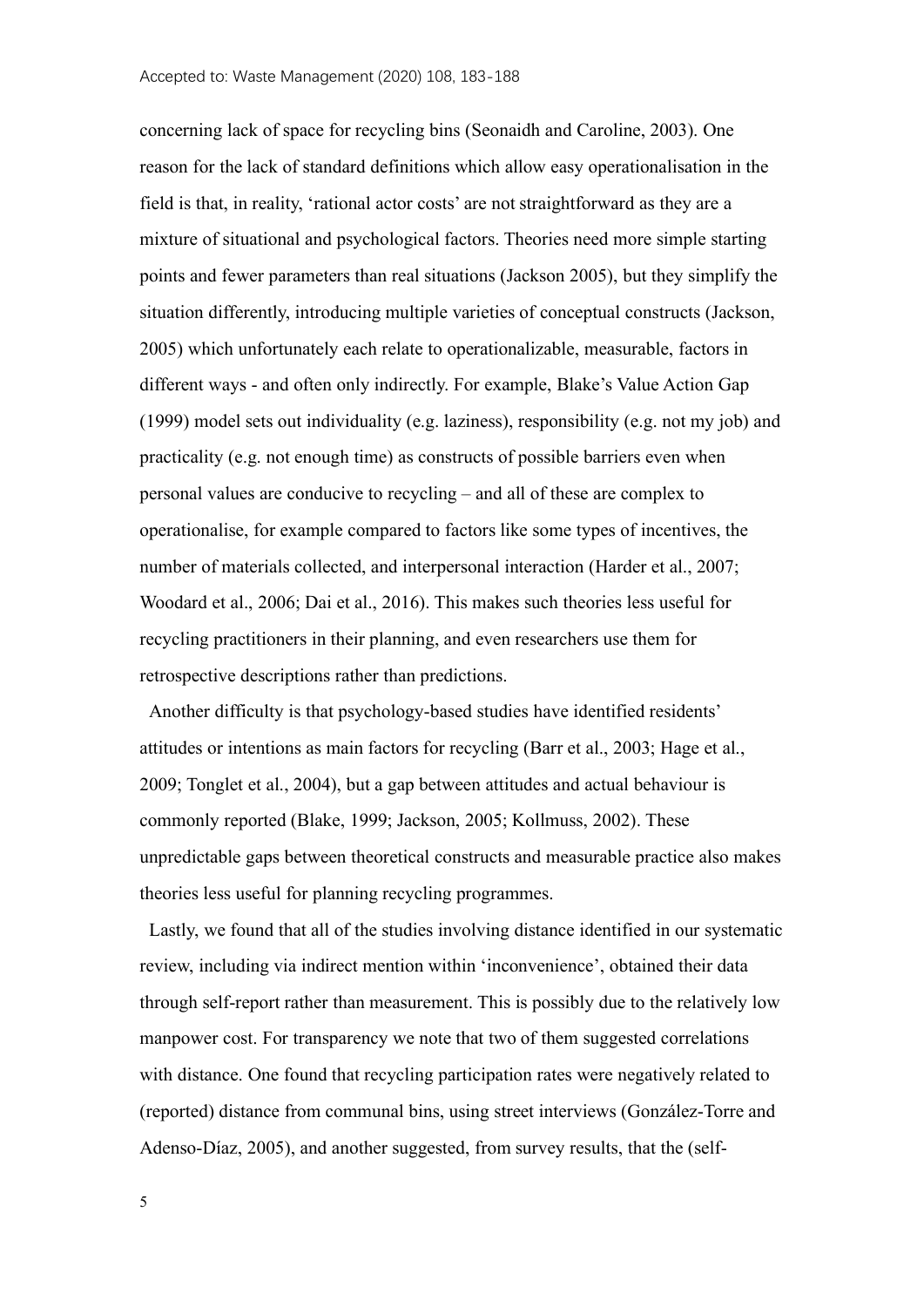concerning lack of space for recycling bins (Seonaidh and Caroline, 2003). One reason for the lack of standard definitions which allow easy operationalisation in the field is that, in reality, 'rational actor costs' are not straightforward as they are a mixture of situational and psychological factors. Theories need more simple starting points and fewer parameters than real situations (Jackson 2005), but they simplify the situation differently, introducing multiple varieties of conceptual constructs (Jackson, 2005) which unfortunately each relate to operationalizable, measurable, factors in different ways - and often only indirectly. For example, Blake's Value Action Gap (1999) model sets out individuality (e.g. laziness), responsibility (e.g. not my job) and practicality (e.g. not enough time) as constructs of possible barriers even when personal values are conducive to recycling – and all of these are complex to operationalise, for example compared to factors like some types of incentives, the number of materials collected, and interpersonal interaction (Harder et al., 2007; Woodard et al., 2006; Dai et al., 2016). This makes such theories less useful for recycling practitioners in their planning, and even researchers use them for retrospective descriptions rather than predictions.

Another difficulty is that psychology-based studies have identified residents' attitudes or intentions as main factors for recycling (Barr et al., 2003; Hage et al., 2009; Tonglet et al., 2004), but a gap between attitudes and actual behaviour is commonly reported (Blake, 1999; Jackson, 2005; Kollmuss, 2002). These unpredictable gaps between theoretical constructs and measurable practice also makes theories less useful for planning recycling programmes.

Lastly, we found that all of the studies involving distance identified in our systematic review, including via indirect mention within 'inconvenience', obtained their data through self-report rather than measurement. This is possibly due to the relatively low manpower cost. For transparency we note that two of them suggested correlations with distance. One found that recycling participation rates were negatively related to (reported) distance from communal bins, using street interviews (González-Torre and Adenso-Díaz, 2005), and another suggested, from survey results, that the (self-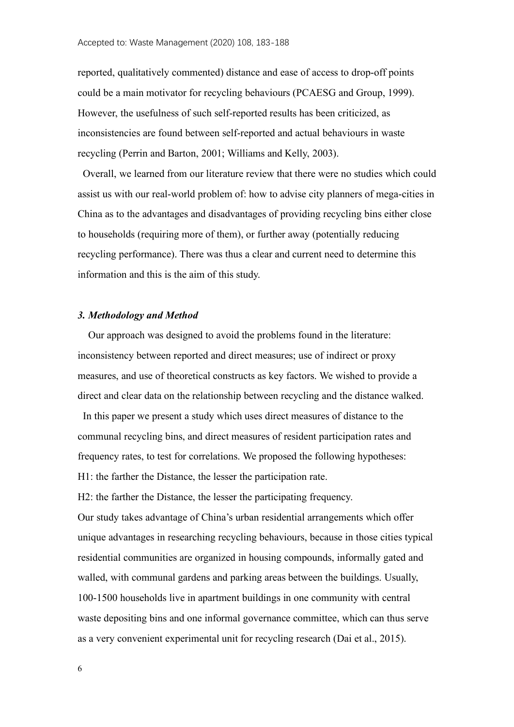reported, qualitatively commented) distance and ease of access to drop-off points could be a main motivator for recycling behaviours (PCAESG and Group, 1999). However, the usefulness of such self-reported results has been criticized, as inconsistencies are found between self-reported and actual behaviours in waste recycling (Perrin and Barton, 2001; Williams and Kelly, 2003).

Overall, we learned from our literature review that there were no studies which could assist us with our real-world problem of: how to advise city planners of mega-cities in China as to the advantages and disadvantages of providing recycling bins either close to households (requiring more of them), or further away (potentially reducing recycling performance). There was thus a clear and current need to determine this information and this is the aim of this study.

### *3. Methodology and Method*

Our approach was designed to avoid the problems found in the literature: inconsistency between reported and direct measures; use of indirect or proxy measures, and use of theoretical constructs as key factors. We wished to provide a direct and clear data on the relationship between recycling and the distance walked.

In this paper we present a study which uses direct measures of distance to the communal recycling bins, and direct measures of resident participation rates and frequency rates, to test for correlations. We proposed the following hypotheses:

H1: the farther the Distance, the lesser the participation rate.

H2: the farther the Distance, the lesser the participating frequency.

Our study takes advantage of China's urban residential arrangements which offer unique advantages in researching recycling behaviours, because in those cities typical residential communities are organized in housing compounds, informally gated and walled, with communal gardens and parking areas between the buildings. Usually, 100-1500 households live in apartment buildings in one community with central waste depositing bins and one informal governance committee, which can thus serve as a very convenient experimental unit for recycling research (Dai et al., 2015).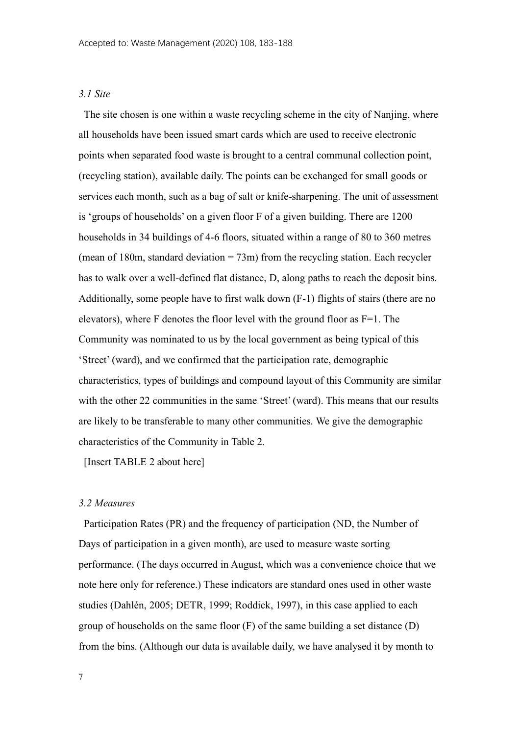### *3.1 Site*

The site chosen is one within a waste recycling scheme in the city of Nanjing, where all households have been issued smart cards which are used to receive electronic points when separated food waste is brought to a central communal collection point, (recycling station), available daily. The points can be exchanged for small goods or services each month, such as a bag of salt or knife-sharpening. The unit of assessment is 'groups of households' on a given floor F of a given building. There are 1200 households in 34 buildings of 4-6 floors, situated within a range of 80 to 360 metres (mean of 180m, standard deviation = 73m) from the recycling station. Each recycler has to walk over a well-defined flat distance, D, along paths to reach the deposit bins. Additionally, some people have to first walk down (F-1) flights of stairs (there are no elevators), where F denotes the floor level with the ground floor as F=1. The Community was nominated to us by the local government as being typical of this 'Street' (ward), and we confirmed that the participation rate, demographic characteristics, types of buildings and compound layout of this Community are similar with the other 22 communities in the same 'Street' (ward). This means that our results are likely to be transferable to many other communities. We give the demographic characteristics of the Community in Table 2.

[Insert TABLE 2 about here]

### *3.2 Measures*

Participation Rates (PR) and the frequency of participation (ND, the Number of Days of participation in a given month), are used to measure waste sorting performance. (The days occurred in August, which was a convenience choice that we note here only for reference.) These indicators are standard ones used in other waste studies (Dahlén, 2005; DETR, 1999; Roddick, 1997), in this case applied to each group of households on the same floor (F) of the same building a set distance (D) from the bins. (Although our data is available daily, we have analysed it by month to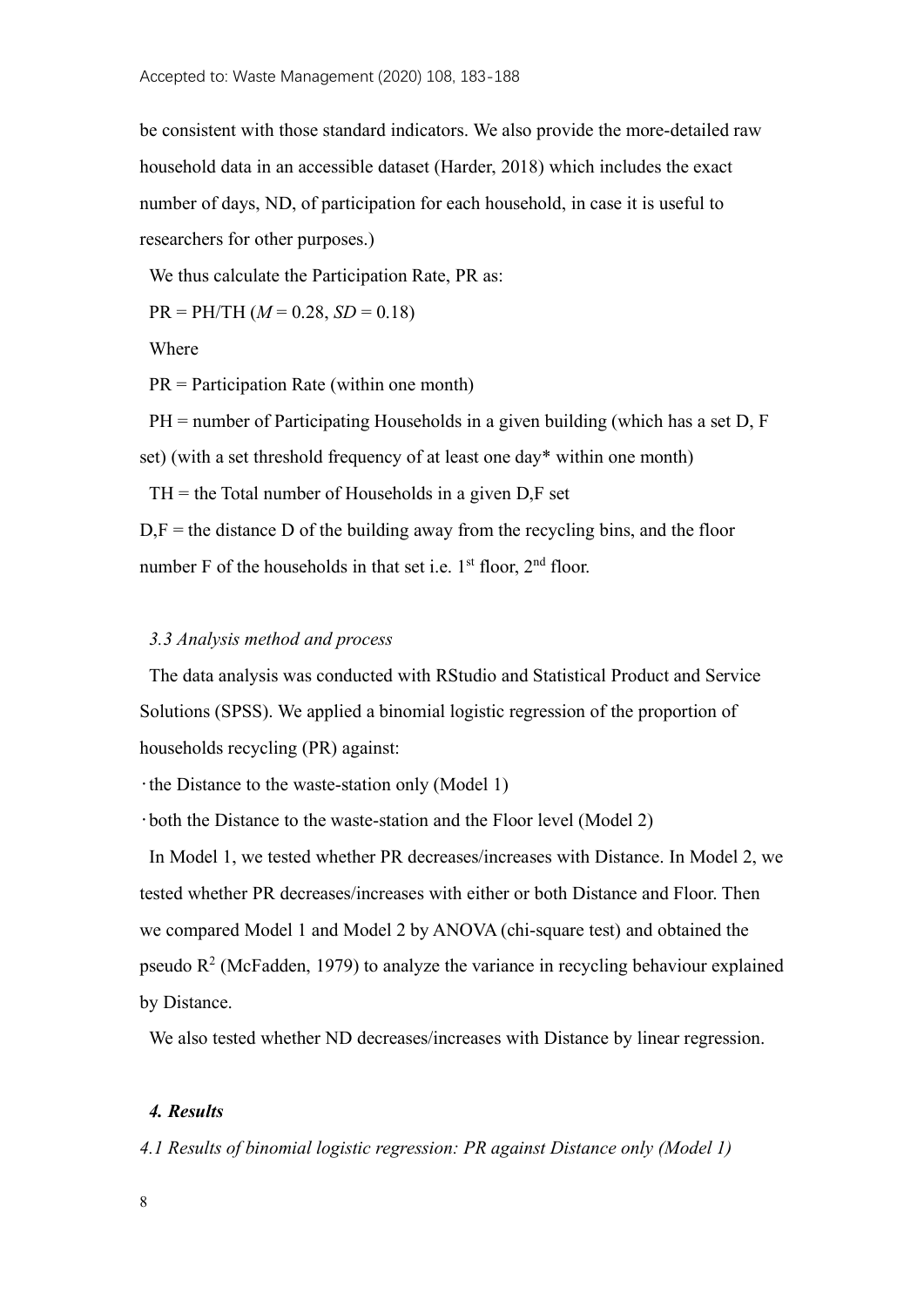be consistent with those standard indicators. We also provide the more-detailed raw household data in an accessible dataset (Harder, 2018) which includes the exact number of days, ND, of participation for each household, in case it is useful to researchers for other purposes.)

We thus calculate the Participation Rate, PR as:

PR = PH/TH ($M$ = 0.28, $SD$ = 0.18)

Where

PR = Participation Rate (within one month)

PH = number of Participating Households in a given building (which has a set D, F set) (with a set threshold frequency of at least one day* within one month)

TH = the Total number of Households in a given D,F set

D,F = the distance D of the building away from the recycling bins, and the floor number F of the households in that set i.e. 1st floor, 2nd floor.

### *3.3 Analysis method and process*

The data analysis was conducted with RStudio and Statistical Product and Service Solutions (SPSS). We applied a binomial logistic regression of the proportion of households recycling (PR) against:

- the Distance to the waste-station only (Model 1)
- both the Distance to the waste-station and the Floor level (Model 2)

In Model 1, we tested whether PR decreases/increases with Distance. In Model 2, we tested whether PR decreases/increases with either or both Distance and Floor. Then we compared Model 1 and Model 2 by ANOVA (chi-square test) and obtained the pseudo $R^2$ (McFadden, 1979) to analyze the variance in recycling behaviour explained by Distance.

We also tested whether ND decreases/increases with Distance by linear regression.

## ***4. Results***

### *4.1 Results of binomial logistic regression: PR against Distance only (Model 1)*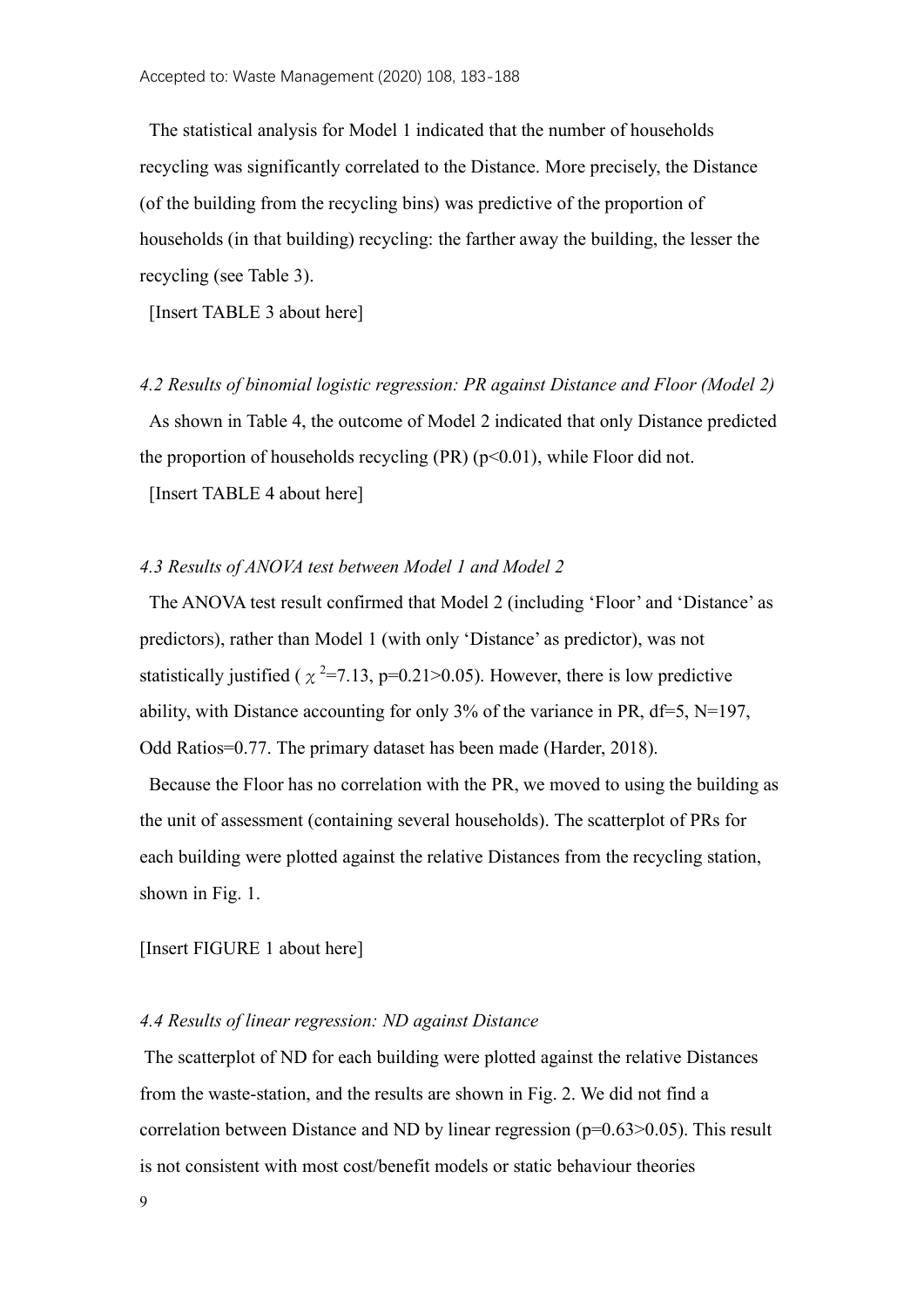The statistical analysis for Model 1 indicated that the number of households recycling was significantly correlated to the Distance. More precisely, the Distance (of the building from the recycling bins) was predictive of the proportion of households (in that building) recycling: the farther away the building, the lesser the recycling (see Table 3).

[Insert TABLE 3 about here]

*4.2 Results of binomial logistic regression: PR against Distance and Floor (Model 2)*

As shown in Table 4, the outcome of Model 2 indicated that only Distance predicted the proportion of households recycling (PR) ($p<0.01$), while Floor did not.

[Insert TABLE 4 about here]

*4.3 Results of ANOVA test between Model 1 and Model 2*

The ANOVA test result confirmed that Model 2 (including 'Floor' and 'Distance' as predictors), rather than Model 1 (with only 'Distance' as predictor), was not statistically justified ($\chi^2=7.13$, $p=0.21>0.05$). However, there is low predictive ability, with Distance accounting for only 3% of the variance in PR, df=5, N=197, Odd Ratios=0.77. The primary dataset has been made (Harder, 2018).

Because the Floor has no correlation with the PR, we moved to using the building as the unit of assessment (containing several households). The scatterplot of PRs for each building were plotted against the relative Distances from the recycling station, shown in Fig. 1.

[Insert FIGURE 1 about here]

*4.4 Results of linear regression: ND against Distance*

The scatterplot of ND for each building were plotted against the relative Distances from the waste-station, and the results are shown in Fig. 2. We did not find a correlation between Distance and ND by linear regression ($p=0.63>0.05$). This result is not consistent with most cost/benefit models or static behaviour theories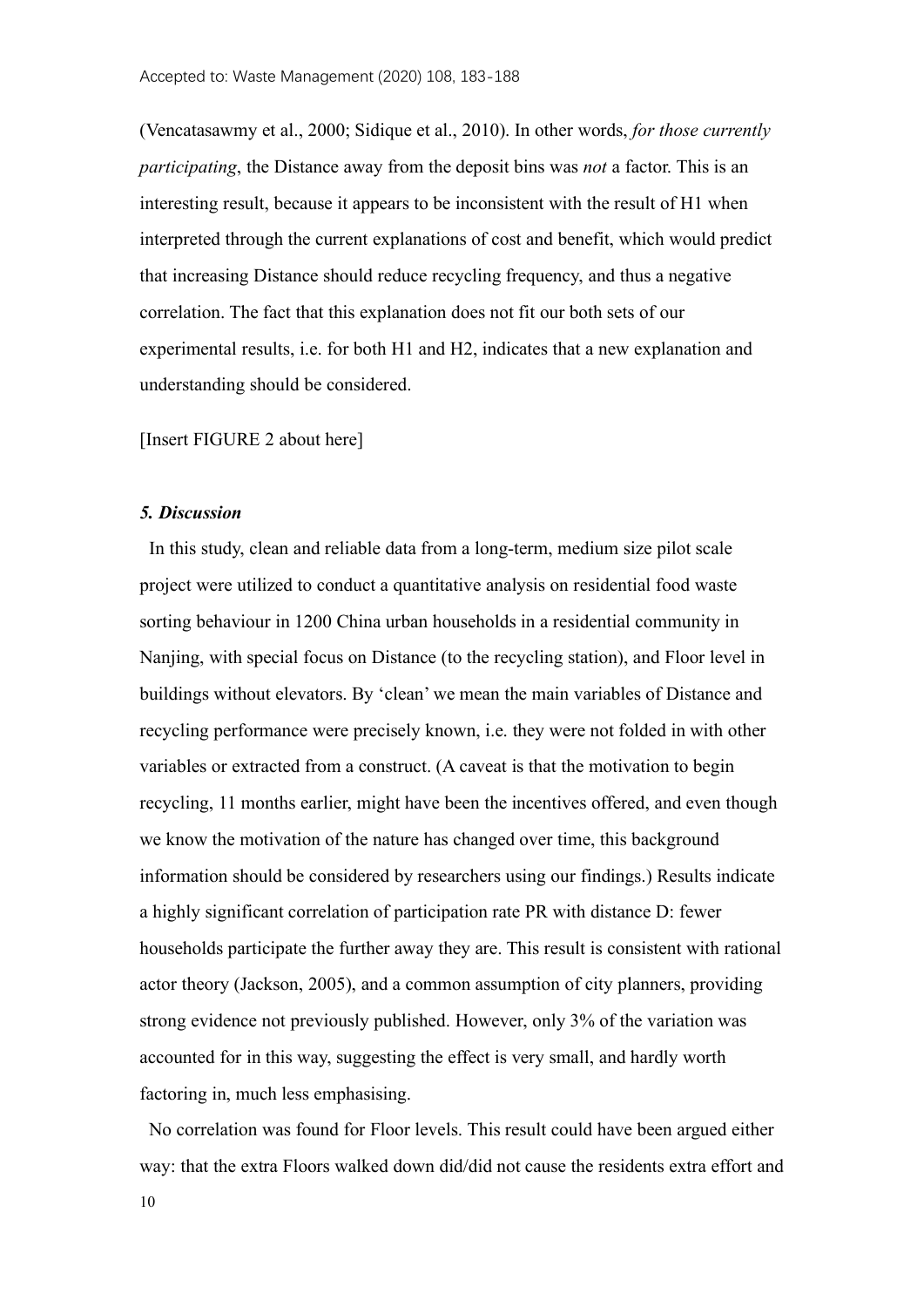(Vencatasawmy et al., 2000; Sidique et al., 2010). In other words, *for those currently participating*, the Distance away from the deposit bins was *not* a factor. This is an interesting result, because it appears to be inconsistent with the result of H1 when interpreted through the current explanations of cost and benefit, which would predict that increasing Distance should reduce recycling frequency, and thus a negative correlation. The fact that this explanation does not fit our both sets of our experimental results, i.e. for both H1 and H2, indicates that a new explanation and understanding should be considered.

[Insert FIGURE 2 about here]

### *5. Discussion*

In this study, clean and reliable data from a long-term, medium size pilot scale project were utilized to conduct a quantitative analysis on residential food waste sorting behaviour in 1200 China urban households in a residential community in Nanjing, with special focus on Distance (to the recycling station), and Floor level in buildings without elevators. By 'clean' we mean the main variables of Distance and recycling performance were precisely known, i.e. they were not folded in with other variables or extracted from a construct. (A caveat is that the motivation to begin recycling, 11 months earlier, might have been the incentives offered, and even though we know the motivation of the nature has changed over time, this background information should be considered by researchers using our findings.) Results indicate a highly significant correlation of participation rate PR with distance D: fewer households participate the further away they are. This result is consistent with rational actor theory (Jackson, 2005), and a common assumption of city planners, providing strong evidence not previously published. However, only 3% of the variation was accounted for in this way, suggesting the effect is very small, and hardly worth factoring in, much less emphasising.

No correlation was found for Floor levels. This result could have been argued either way: that the extra Floors walked down did/did not cause the residents extra effort and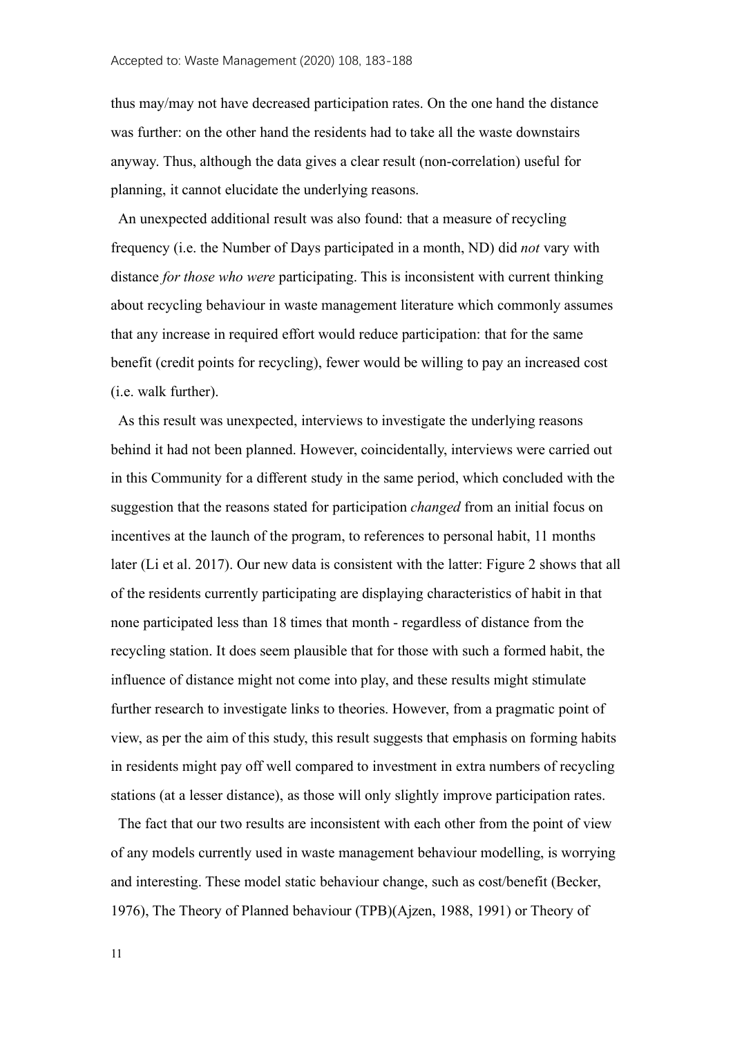thus may/may not have decreased participation rates. On the one hand the distance was further: on the other hand the residents had to take all the waste downstairs anyway. Thus, although the data gives a clear result (non-correlation) useful for planning, it cannot elucidate the underlying reasons.

An unexpected additional result was also found: that a measure of recycling frequency (i.e. the Number of Days participated in a month, ND) did *not* vary with distance *for those who were* participating. This is inconsistent with current thinking about recycling behaviour in waste management literature which commonly assumes that any increase in required effort would reduce participation: that for the same benefit (credit points for recycling), fewer would be willing to pay an increased cost (i.e. walk further).

As this result was unexpected, interviews to investigate the underlying reasons behind it had not been planned. However, coincidentally, interviews were carried out in this Community for a different study in the same period, which concluded with the suggestion that the reasons stated for participation *changed* from an initial focus on incentives at the launch of the program, to references to personal habit, 11 months later (Li et al. 2017). Our new data is consistent with the latter: Figure 2 shows that all of the residents currently participating are displaying characteristics of habit in that none participated less than 18 times that month - regardless of distance from the recycling station. It does seem plausible that for those with such a formed habit, the influence of distance might not come into play, and these results might stimulate further research to investigate links to theories. However, from a pragmatic point of view, as per the aim of this study, this result suggests that emphasis on forming habits in residents might pay off well compared to investment in extra numbers of recycling stations (at a lesser distance), as those will only slightly improve participation rates.

The fact that our two results are inconsistent with each other from the point of view of any models currently used in waste management behaviour modelling, is worrying and interesting. These model static behaviour change, such as cost/benefit (Becker, 1976), The Theory of Planned behaviour (TPB)(Ajzen, 1988, 1991) or Theory of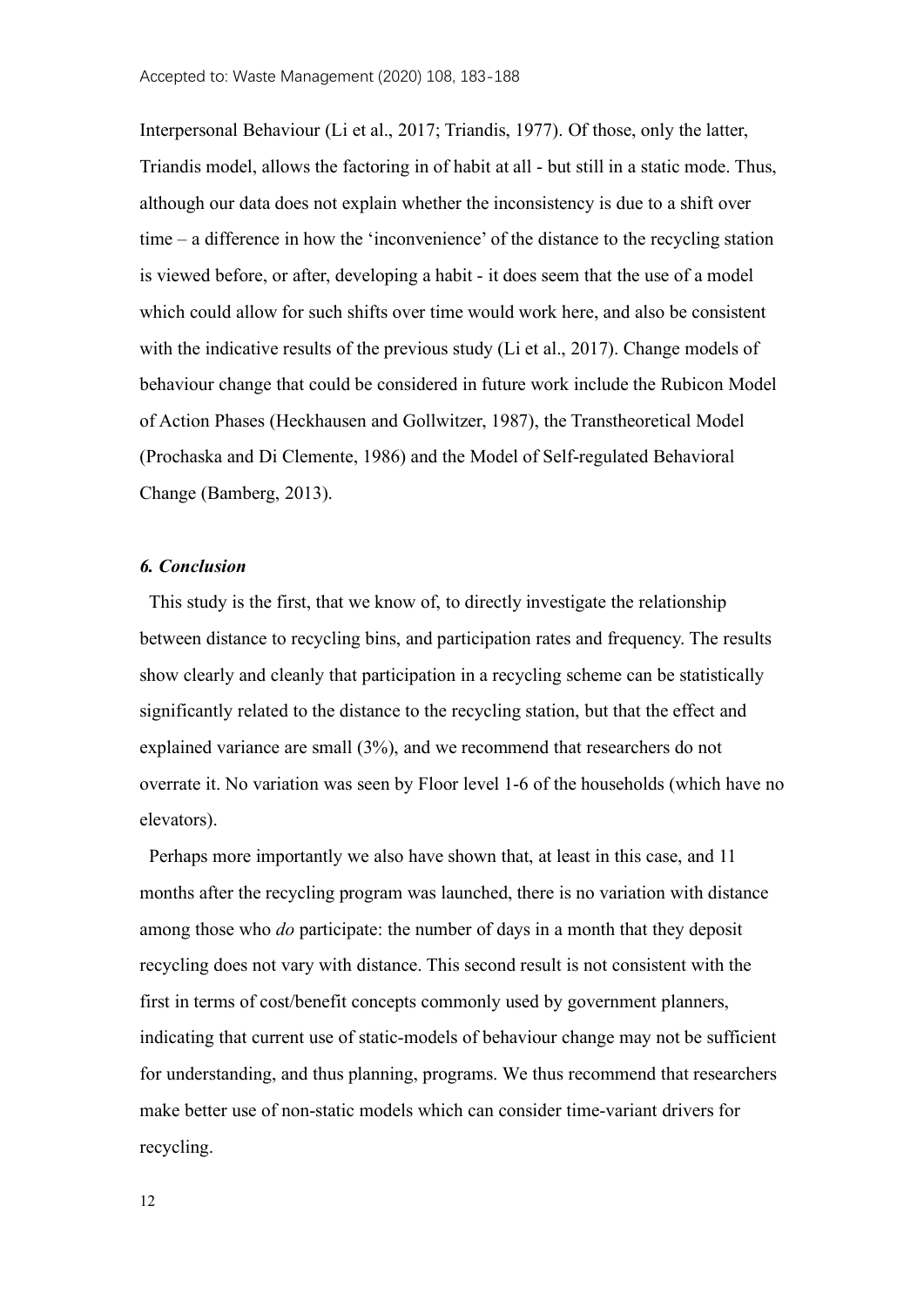Interpersonal Behaviour (Li et al., 2017; Triandis, 1977). Of those, only the latter, Triandis model, allows the factoring in of habit at all - but still in a static mode. Thus, although our data does not explain whether the inconsistency is due to a shift over time – a difference in how the 'inconvenience' of the distance to the recycling station is viewed before, or after, developing a habit - it does seem that the use of a model which could allow for such shifts over time would work here, and also be consistent with the indicative results of the previous study (Li et al., 2017). Change models of behaviour change that could be considered in future work include the Rubicon Model of Action Phases (Heckhausen and Gollwitzer, 1987), the Transtheoretical Model (Prochaska and Di Clemente, 1986) and the Model of Self-regulated Behavioral Change (Bamberg, 2013).

### *6. Conclusion*

This study is the first, that we know of, to directly investigate the relationship between distance to recycling bins, and participation rates and frequency. The results show clearly and cleanly that participation in a recycling scheme can be statistically significantly related to the distance to the recycling station, but that the effect and explained variance are small (3%), and we recommend that researchers do not overrate it. No variation was seen by Floor level 1-6 of the households (which have no elevators).

Perhaps more importantly we also have shown that, at least in this case, and 11 months after the recycling program was launched, there is no variation with distance among those who *do* participate: the number of days in a month that they deposit recycling does not vary with distance. This second result is not consistent with the first in terms of cost/benefit concepts commonly used by government planners, indicating that current use of static-models of behaviour change may not be sufficient for understanding, and thus planning, programs. We thus recommend that researchers make better use of non-static models which can consider time-variant drivers for recycling.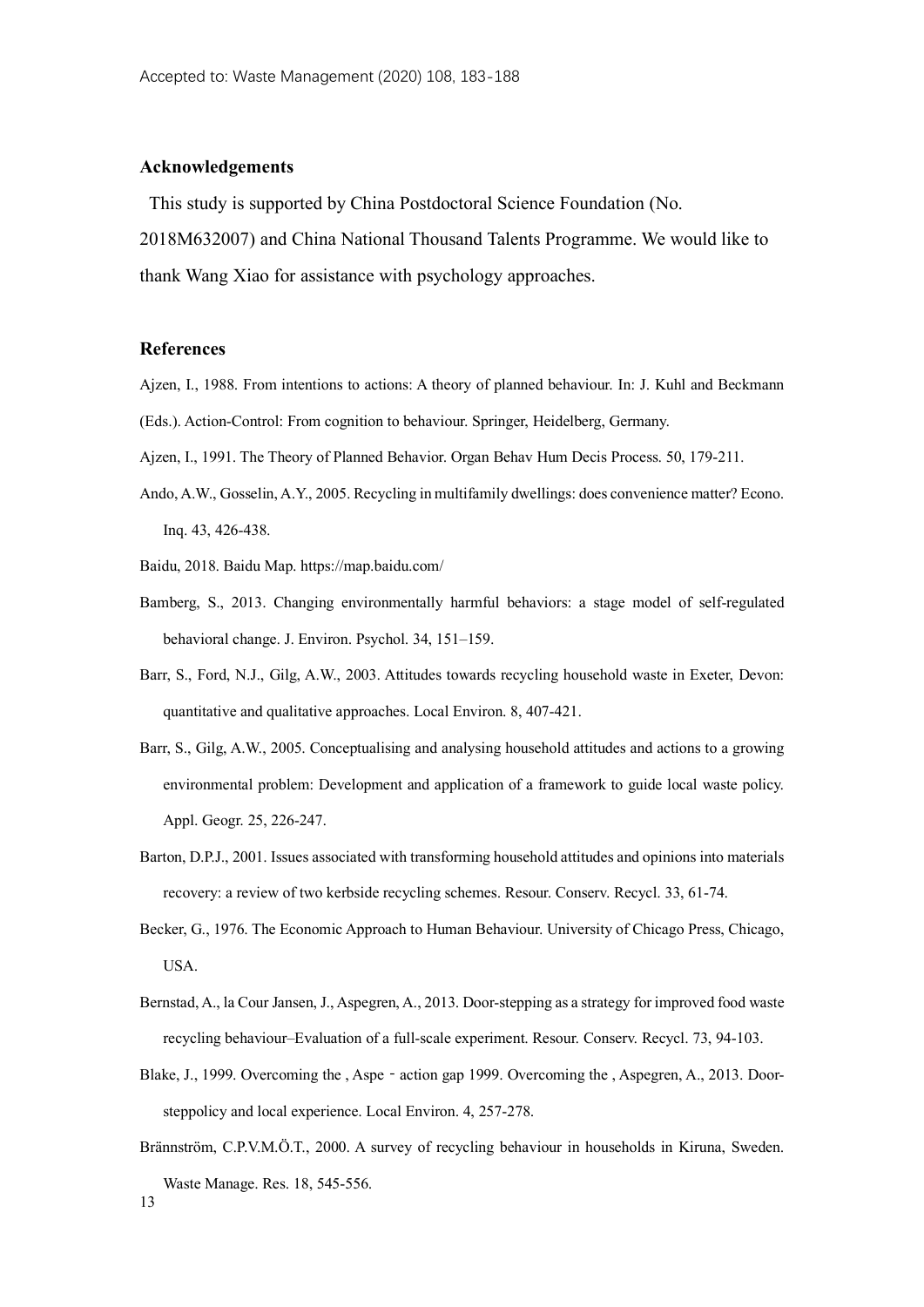## Acknowledgements

This study is supported by China Postdoctoral Science Foundation (No. 2018M632007) and China National Thousand Talents Programme. We would like to thank Wang Xiao for assistance with psychology approaches.

## References

Ajzen, I., 1988. From intentions to actions: A theory of planned behaviour. In: J. Kuhl and Beckmann (Eds.). Action-Control: From cognition to behaviour. Springer, Heidelberg, Germany.

Ajzen, I., 1991. The Theory of Planned Behavior. Organ Behav Hum Decis Process. 50, 179-211.

Ando, A.W., Gosselin, A.Y., 2005. Recycling in multifamily dwellings: does convenience matter? Econo. Inq. 43, 426-438.

Baidu, 2018. Baidu Map. https://map.baidu.com/

Bamberg, S., 2013. Changing environmentally harmful behaviors: a stage model of self-regulated behavioral change. J. Environ. Psychol. 34, 151–159.

Barr, S., Ford, N.J., Gilg, A.W., 2003. Attitudes towards recycling household waste in Exeter, Devon: quantitative and qualitative approaches. Local Environ. 8, 407-421.

Barr, S., Gilg, A.W., 2005. Conceptualising and analysing household attitudes and actions to a growing environmental problem: Development and application of a framework to guide local waste policy. Appl. Geogr. 25, 226-247.

Barton, D.P.J., 2001. Issues associated with transforming household attitudes and opinions into materials recovery: a review of two kerbside recycling schemes. Resour. Conserv. Recycl. 33, 61-74.

Becker, G., 1976. The Economic Approach to Human Behaviour. University of Chicago Press, Chicago, USA.

Bernstad, A., la Cour Jansen, J., Aspegren, A., 2013. Door-stepping as a strategy for improved food waste recycling behaviour–Evaluation of a full-scale experiment. Resour. Conserv. Recycl. 73, 94-103.

Blake, J., 1999. Overcoming the , Aspe ‑ action gap 1999. Overcoming the , Aspegren, A., 2013. Door-steppolicy and local experience. Local Environ. 4, 257-278.

Brännström, C.P.V.M.Ö.T., 2000. A survey of recycling behaviour in households in Kiruna, Sweden. Waste Manage. Res. 18, 545-556.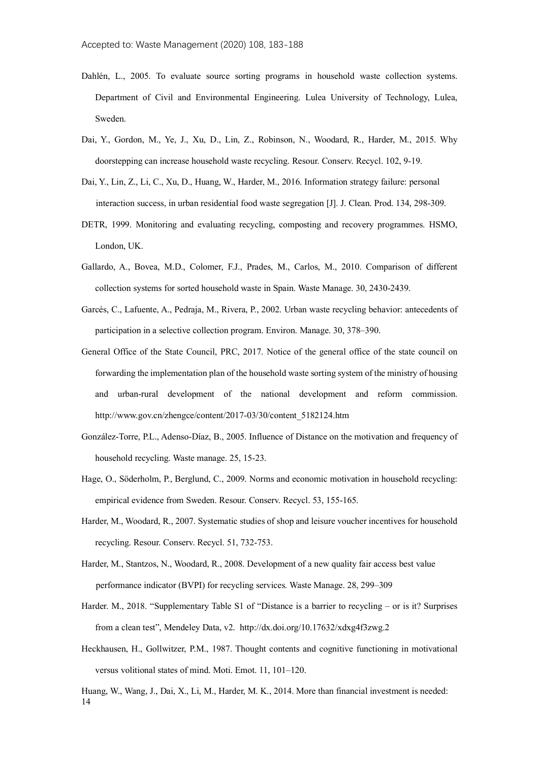Dahlén, L., 2005. To evaluate source sorting programs in household waste collection systems. Department of Civil and Environmental Engineering. Lulea University of Technology, Lulea, Sweden.

Dai, Y., Gordon, M., Ye, J., Xu, D., Lin, Z., Robinson, N., Woodard, R., Harder, M., 2015. Why doorstepping can increase household waste recycling. Resour. Conserv. Recycl. 102, 9-19.

Dai, Y., Lin, Z., Li, C., Xu, D., Huang, W., Harder, M., 2016. Information strategy failure: personal interaction success, in urban residential food waste segregation [J]. J. Clean. Prod. 134, 298-309.

DETR, 1999. Monitoring and evaluating recycling, composting and recovery programmes. HSMO, London, UK.

Gallardo, A., Bovea, M.D., Colomer, F.J., Prades, M., Carlos, M., 2010. Comparison of different collection systems for sorted household waste in Spain. Waste Manage. 30, 2430-2439.

Garcés, C., Lafuente, A., Pedraja, M., Rivera, P., 2002. Urban waste recycling behavior: antecedents of participation in a selective collection program. Environ. Manage. 30, 378–390.

General Office of the State Council, PRC, 2017. Notice of the general office of the state council on forwarding the implementation plan of the household waste sorting system of the ministry of housing and urban-rural development of the national development and reform commission. http://www.gov.cn/zhengce/content/2017-03/30/content_5182124.htm

González-Torre, P.L., Adenso-Díaz, B., 2005. Influence of Distance on the motivation and frequency of household recycling. Waste manage. 25, 15-23.

Hage, O., Söderholm, P., Berglund, C., 2009. Norms and economic motivation in household recycling: empirical evidence from Sweden. Resour. Conserv. Recycl. 53, 155-165.

Harder, M., Woodard, R., 2007. Systematic studies of shop and leisure voucher incentives for household recycling. Resour. Conserv. Recycl. 51, 732-753.

Harder, M., Stantzos, N., Woodard, R., 2008. Development of a new quality fair access best value performance indicator (BVPI) for recycling services. Waste Manage. 28, 299–309

Harder. M., 2018. "Supplementary Table S1 of "Distance is a barrier to recycling – or is it? Surprises from a clean test", Mendeley Data, v2. http://dx.doi.org/10.17632/xdxg4f3zwg.2

Heckhausen, H., Gollwitzer, P.M., 1987. Thought contents and cognitive functioning in motivational versus volitional states of mind. Moti. Emot. 11, 101–120.

Huang, W., Wang, J., Dai, X., Li, M., Harder, M. K., 2014. More than financial investment is needed: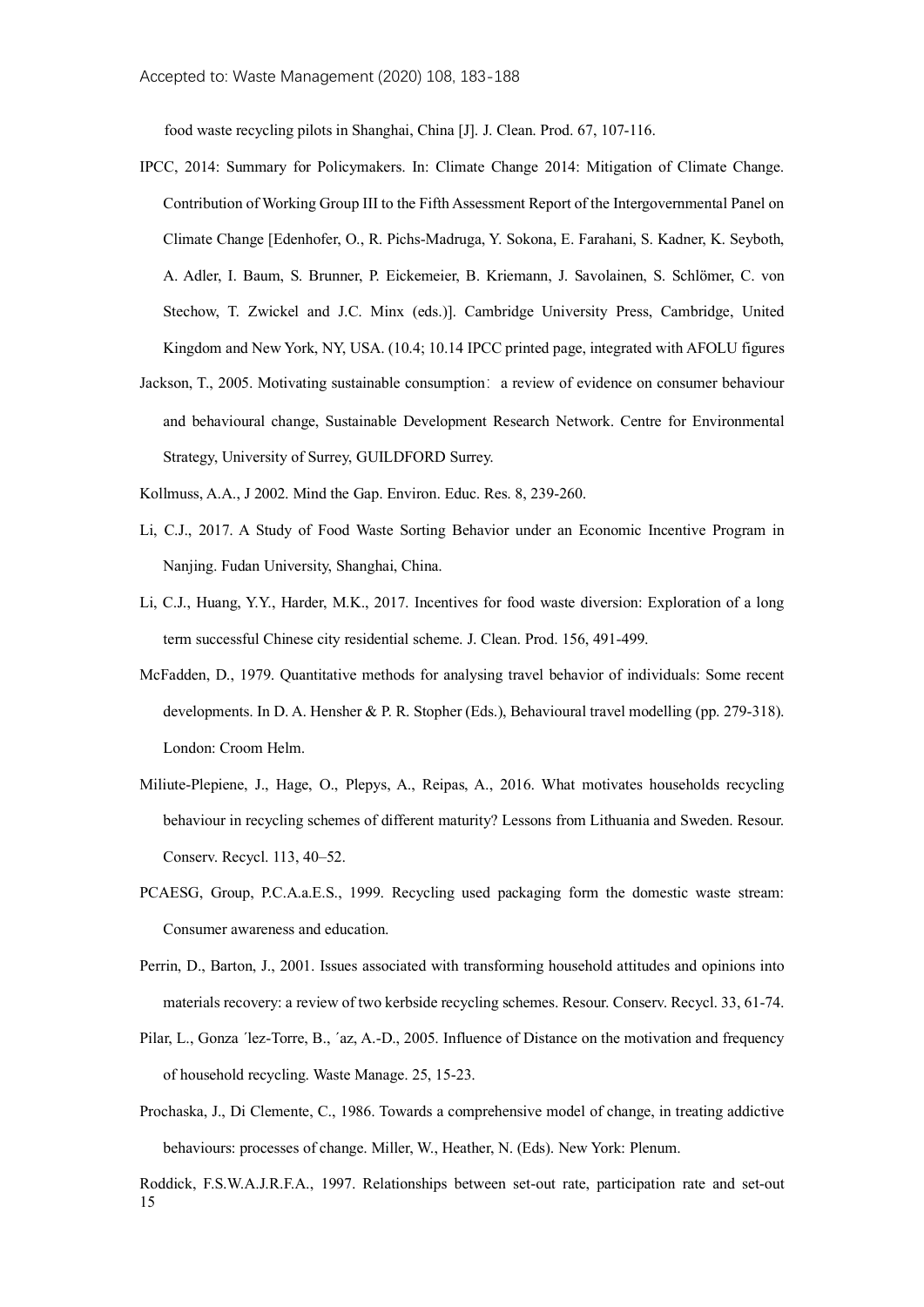food waste recycling pilots in Shanghai, China [J]. J. Clean. Prod. 67, 107-116.

IPCC, 2014: Summary for Policymakers. In: Climate Change 2014: Mitigation of Climate Change. Contribution of Working Group III to the Fifth Assessment Report of the Intergovernmental Panel on Climate Change [Edenhofer, O., R. Pichs-Madruga, Y. Sokona, E. Farahani, S. Kadner, K. Seyboth, A. Adler, I. Baum, S. Brunner, P. Eickemeier, B. Kriemann, J. Savolainen, S. Schlömer, C. von Stechow, T. Zwickel and J.C. Minx (eds.)]. Cambridge University Press, Cambridge, United Kingdom and New York, NY, USA. (10.4; 10.14 IPCC printed page, integrated with AFOLU figures

Jackson, T., 2005. Motivating sustainable consumption: a review of evidence on consumer behaviour and behavioural change, Sustainable Development Research Network. Centre for Environmental Strategy, University of Surrey, GUILDFORD Surrey.

Kollmuss, A.A., J 2002. Mind the Gap. Environ. Educ. Res. 8, 239-260.

Li, C.J., 2017. A Study of Food Waste Sorting Behavior under an Economic Incentive Program in Nanjing. Fudan University, Shanghai, China.

Li, C.J., Huang, Y.Y., Harder, M.K., 2017. Incentives for food waste diversion: Exploration of a long term successful Chinese city residential scheme. J. Clean. Prod. 156, 491-499.

McFadden, D., 1979. Quantitative methods for analysing travel behavior of individuals: Some recent developments. In D. A. Hensher & P. R. Stopher (Eds.), Behavioural travel modelling (pp. 279-318). London: Croom Helm.

Miliute-Plepiene, J., Hage, O., Plepys, A., Reipas, A., 2016. What motivates households recycling behaviour in recycling schemes of different maturity? Lessons from Lithuania and Sweden. Resour. Conserv. Recycl. 113, 40–52.

PCAESG, Group, P.C.A.a.E.S., 1999. Recycling used packaging form the domestic waste stream: Consumer awareness and education.

Perrin, D., Barton, J., 2001. Issues associated with transforming household attitudes and opinions into materials recovery: a review of two kerbside recycling schemes. Resour. Conserv. Recycl. 33, 61-74.

Pilar, L., Gonza ́lez-Torre, B., ́az, A.-D., 2005. Influence of Distance on the motivation and frequency of household recycling. Waste Manage. 25, 15-23.

Prochaska, J., Di Clemente, C., 1986. Towards a comprehensive model of change, in treating addictive behaviours: processes of change. Miller, W., Heather, N. (Eds). New York: Plenum.

Roddick, F.S.W.A.J.R.F.A., 1997. Relationships between set-out rate, participation rate and set-out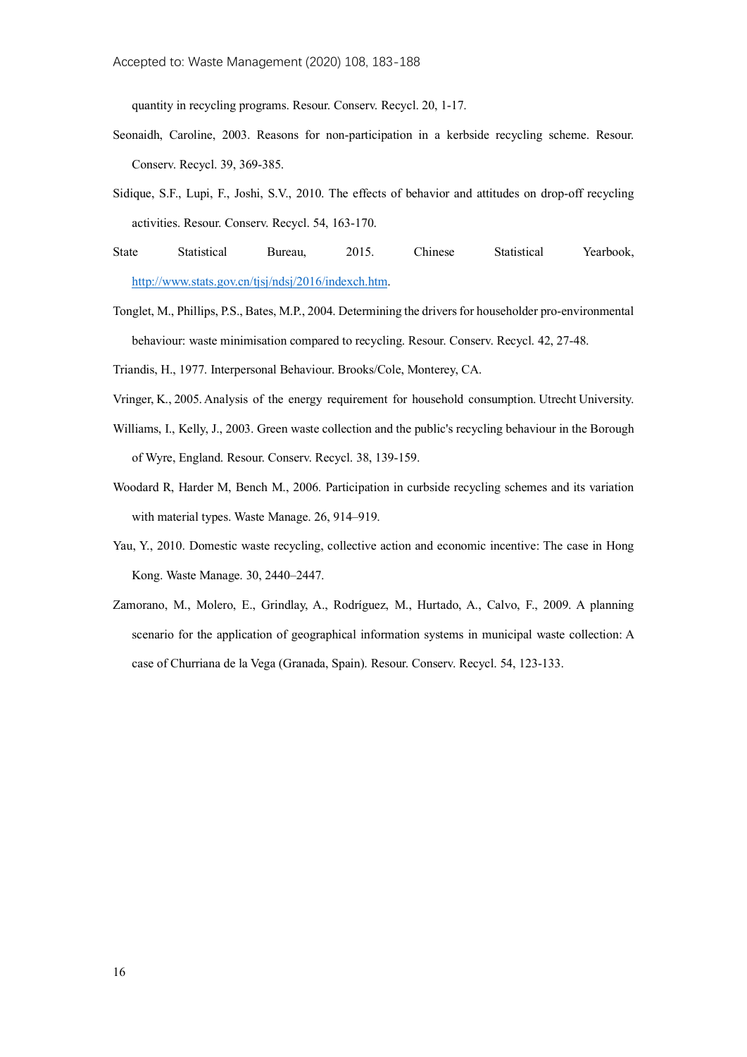quantity in recycling programs. Resour. Conserv. Recycl. 20, 1-17.

Seonaidh, Caroline, 2003. Reasons for non-participation in a kerbside recycling scheme. Resour. Conserv. Recycl. 39, 369-385.

Sidique, S.F., Lupi, F., Joshi, S.V., 2010. The effects of behavior and attitudes on drop-off recycling activities. Resour. Conserv. Recycl. 54, 163-170.

State Statistical Bureau, 2015. Chinese Statistical Yearbook, http://www.stats.gov.cn/tjsj/ndsj/2016/indexch.htm.

Tonglet, M., Phillips, P.S., Bates, M.P., 2004. Determining the drivers for householder pro-environmental behaviour: waste minimisation compared to recycling. Resour. Conserv. Recycl. 42, 27-48.

Triandis, H., 1977. Interpersonal Behaviour. Brooks/Cole, Monterey, CA.

Vringer, K., 2005. Analysis of the energy requirement for household consumption. Utrecht University.

Williams, I., Kelly, J., 2003. Green waste collection and the public's recycling behaviour in the Borough of Wyre, England. Resour. Conserv. Recycl. 38, 139-159.

Woodard R, Harder M, Bench M., 2006. Participation in curbside recycling schemes and its variation with material types. Waste Manage. 26, 914–919.

Yau, Y., 2010. Domestic waste recycling, collective action and economic incentive: The case in Hong Kong. Waste Manage. 30, 2440–2447.

Zamorano, M., Molero, E., Grindlay, A., Rodríguez, M., Hurtado, A., Calvo, F., 2009. A planning scenario for the application of geographical information systems in municipal waste collection: A case of Churriana de la Vega (Granada, Spain). Resour. Conserv. Recycl. 54, 123-133.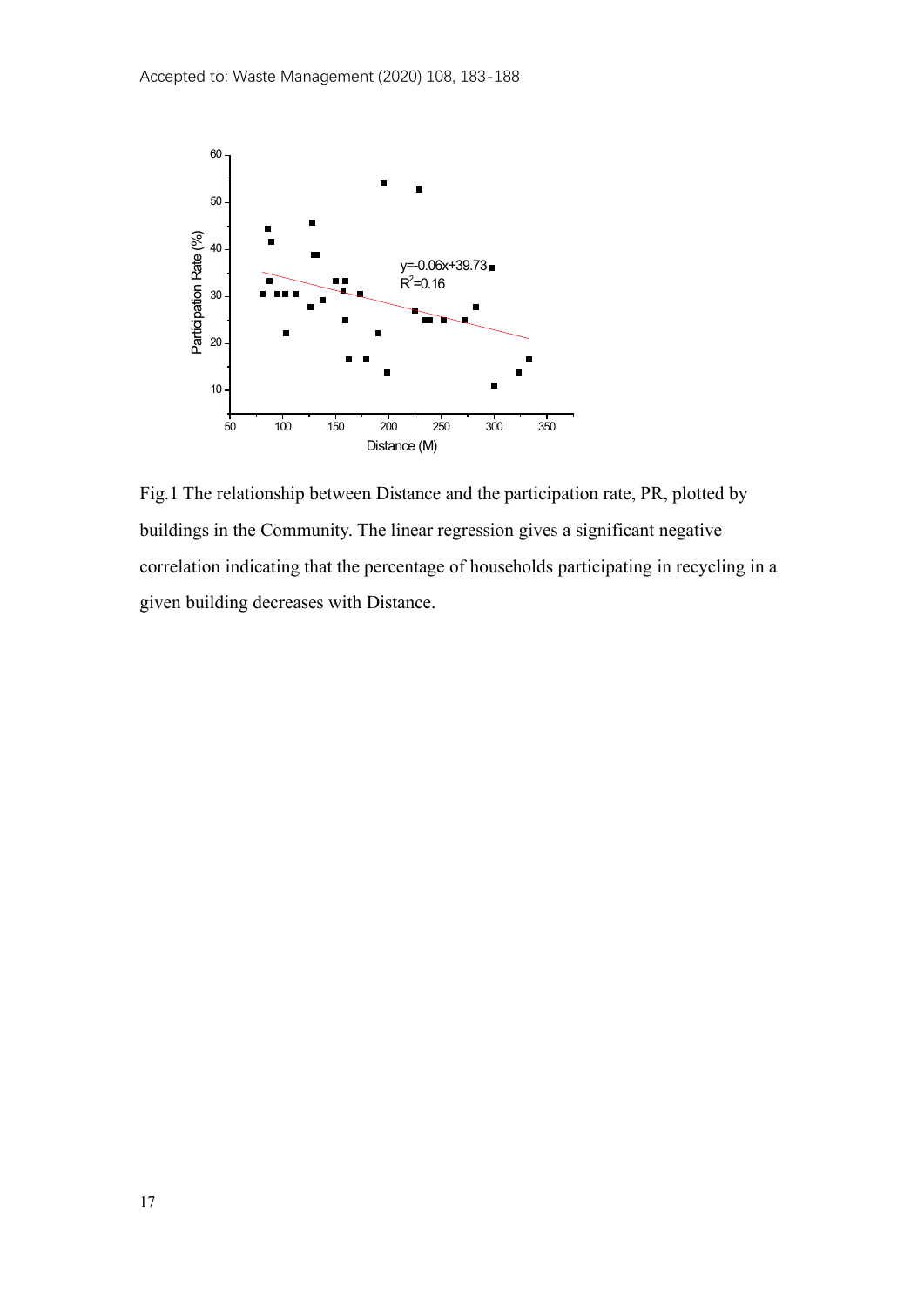Fig.1 The relationship between Distance and the participation rate, PR, plotted by buildings in the Community. The linear regression gives a significant negative correlation indicating that the percentage of households participating in recycling in a given building decreases with Distance.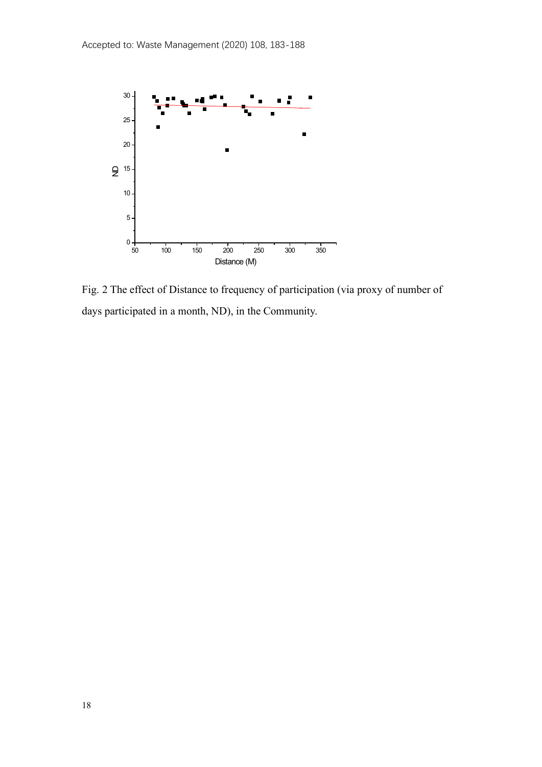Fig. 2 The effect of Distance to frequency of participation (via proxy of number of days participated in a month, ND), in the Community.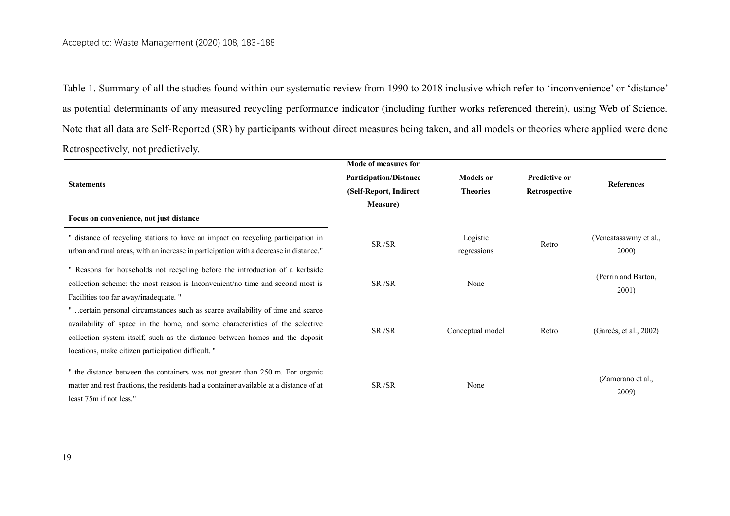Table 1. Summary of all the studies found within our systematic review from 1990 to 2018 inclusive which refer to 'inconvenience' or 'distance' as potential determinants of any measured recycling performance indicator (including further works referenced therein), using Web of Science. Note that all data are Self-Reported (SR) by participants without direct measures being taken, and all models or theories where applied were done Retrospectively, not predictively.

| Statements | Mode of measures for Participation/Distance (Self-Report, Indirect Measure) | Models or Theories | Predictive or Retrospective | References |
|---|---|---|---|---|
| **Focus on convenience, not just distance** | | | | |
| " distance of recycling stations to have an impact on recycling participation in urban and rural areas, with an increase in participation with a decrease in distance." | SR /SR | Logistic regressions | Retro | (Vencatasawmy et al., 2000) |
| " Reasons for households not recycling before the introduction of a kerbside collection scheme: the most reason is Inconvenient/no time and second most is Facilities too far away/inadequate. " | SR /SR | None | | (Perrin and Barton, 2001) |
| "…certain personal circumstances such as scarce availability of time and scarce availability of space in the home, and some characteristics of the selective collection system itself, such as the distance between homes and the deposit locations, make citizen participation difficult. " | SR /SR | Conceptual model | Retro | (Garcés, et al., 2002) |
| " the distance between the containers was not greater than 250 m. For organic matter and rest fractions, the residents had a container available at a distance of at least 75m if not less." | SR /SR | None | | (Zamorano et al., 2009) |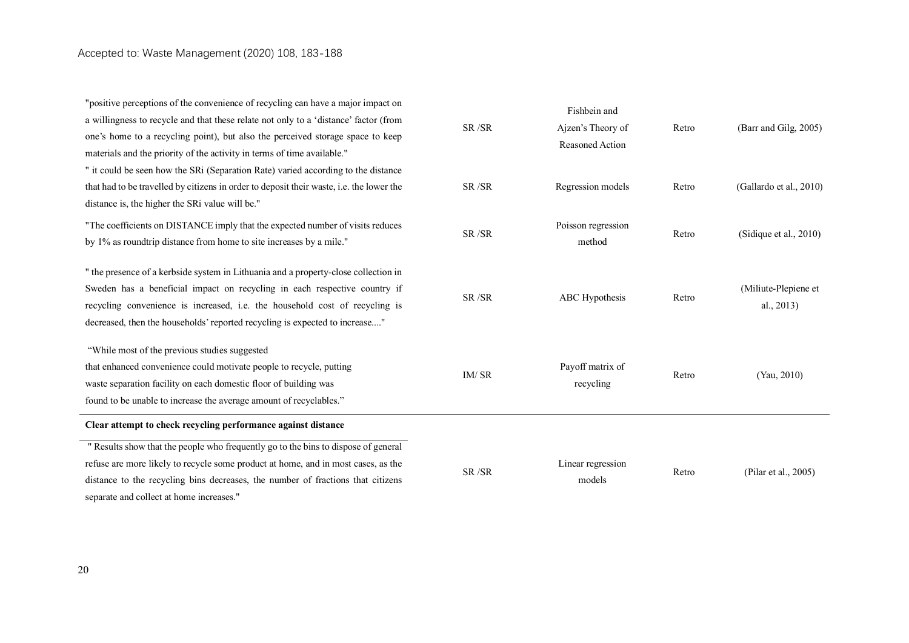| | | | | |
|---|---|---|---|---|
| "positive perceptions of the convenience of recycling can have a major impact on a willingness to recycle and that these relate not only to a 'distance' factor (from one's home to a recycling point), but also the perceived storage space to keep materials and the priority of the activity in terms of time available." | SR /SR | Fishbein and Ajzen's Theory of Reasoned Action | Retro | (Barr and Gilg, 2005) |
| " it could be seen how the SRi (Separation Rate) varied according to the distance that had to be travelled by citizens in order to deposit their waste, i.e. the lower the distance is, the higher the SRi value will be." | SR /SR | Regression models | Retro | (Gallardo et al., 2010) |
| "The coefficients on DISTANCE imply that the expected number of visits reduces by 1% as roundtrip distance from home to site increases by a mile." | SR /SR | Poisson regression method | Retro | (Sidique et al., 2010) |
| " the presence of a kerbside system in Lithuania and a property-close collection in Sweden has a beneficial impact on recycling in each respective country if recycling convenience is increased, i.e. the household cost of recycling is decreased, then the households' reported recycling is expected to increase...." | SR /SR | ABC Hypothesis | Retro | (Miliute-Plepiene et al., 2013) |
| "While most of the previous studies suggested that enhanced convenience could motivate people to recycle, putting waste separation facility on each domestic floor of building was found to be unable to increase the average amount of recyclables." | IM/ SR | Payoff matrix of recycling | Retro | (Yau, 2010) |
| **Clear attempt to check recycling performance against distance** | | | | |
| " Results show that the people who frequently go to the bins to dispose of general refuse are more likely to recycle some product at home, and in most cases, as the distance to the recycling bins decreases, the number of fractions that citizens separate and collect at home increases." | SR /SR | Linear regression models | Retro | (Pilar et al., 2005) |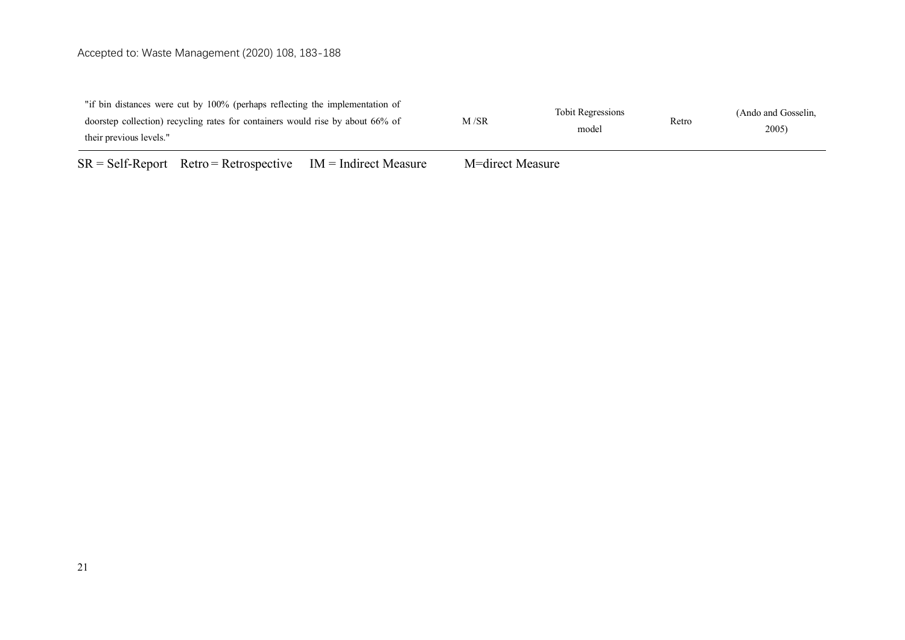| | | | | |
|---|---|---|---|---|
| "if bin distances were cut by 100% (perhaps reflecting the implementation of doorstep collection) recycling rates for containers would rise by about 66% of their previous levels." | M /SR | Tobit Regressions model | Retro | (Ando and Gosselin, 2005) |

SR = Self-Report Retro = Retrospective IM = Indirect Measure M=direct Measure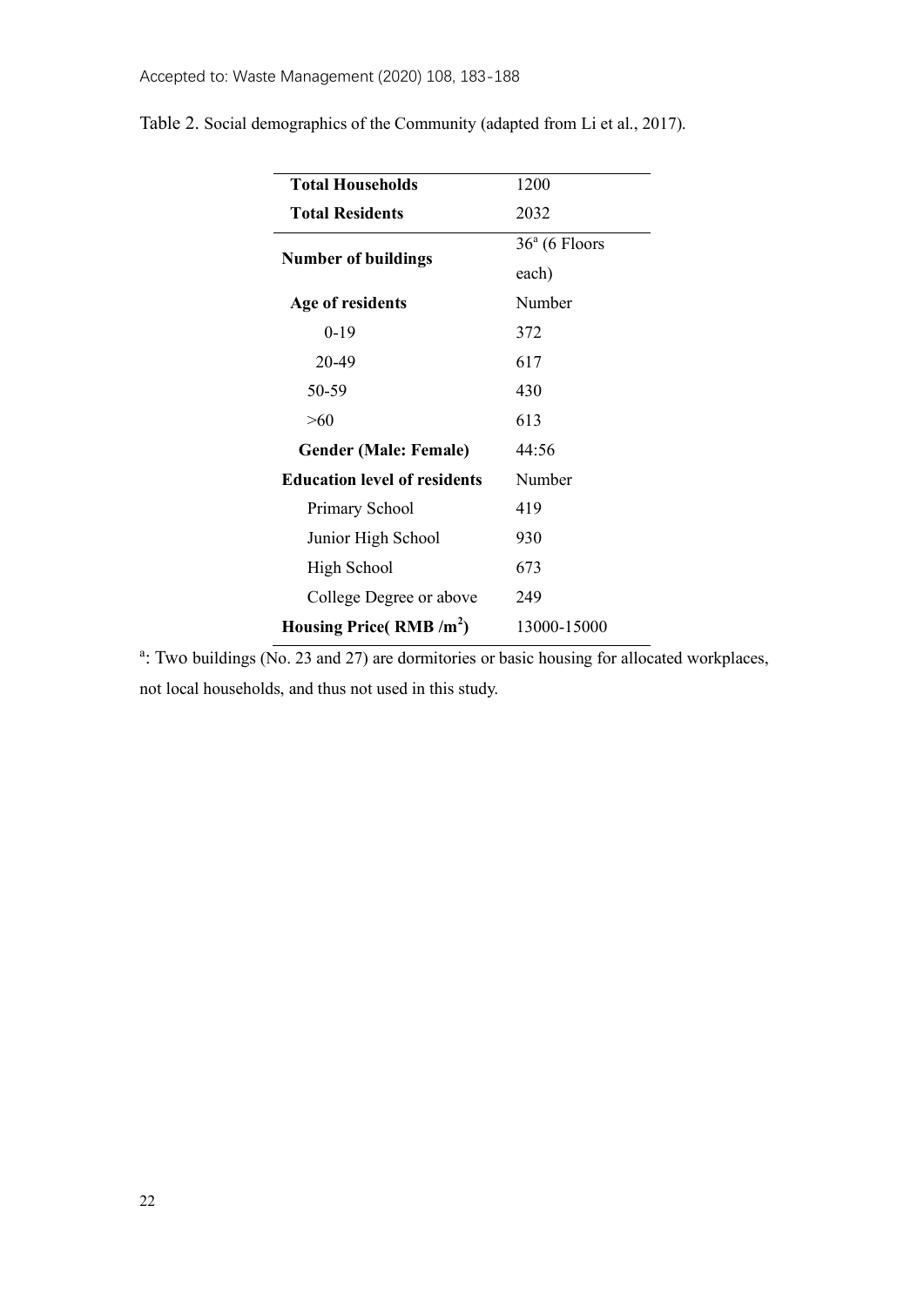Table 2. Social demographics of the Community (adapted from Li et al., 2017).

| **Total Households** | 1200 |
|---|---|
| **Total Residents** | 2032 |
| **Number of buildings** | 36[a] (6 Floors each) |
| **Age of residents** | Number |
| 0-19 | 372 |
| 20-49 | 617 |
| 50-59 | 430 |
| >60 | 613 |
| **Gender (Male: Female)** | 44:56 |
| **Education level of residents** | Number |
| Primary School | 419 |
| Junior High School | 930 |
| High School | 673 |
| College Degree or above | 249 |
| **Housing Price( RMB /m$^2$)** | 13000-15000 |

[a]: Two buildings (No. 23 and 27) are dormitories or basic housing for allocated workplaces, not local households, and thus not used in this study.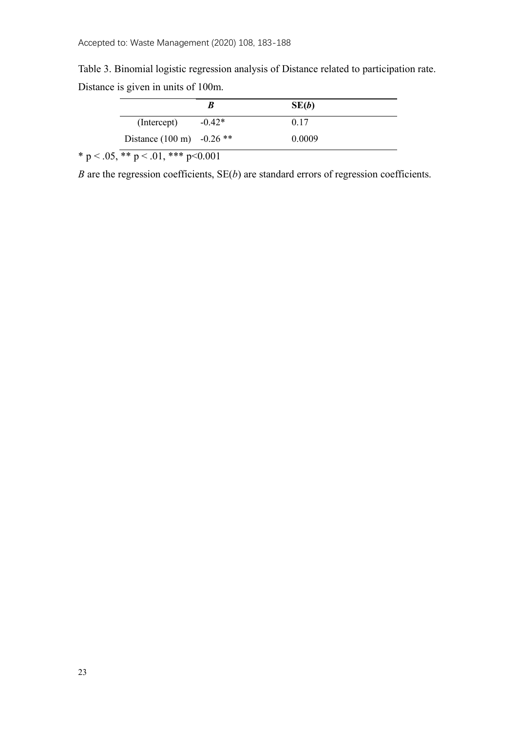Table 3. Binomial logistic regression analysis of Distance related to participation rate. Distance is given in units of 100m.

| | ***B*** | **SE(*b*)** |
|---|---|---|
| (Intercept) | -0.42* | 0.17 |
| Distance (100 m) | -0.26 ** | 0.0009 |

* $p < .05$, ** $p < .01$, *** $p<0.001$

*B* are the regression coefficients, SE(*b*) are standard errors of regression coefficients.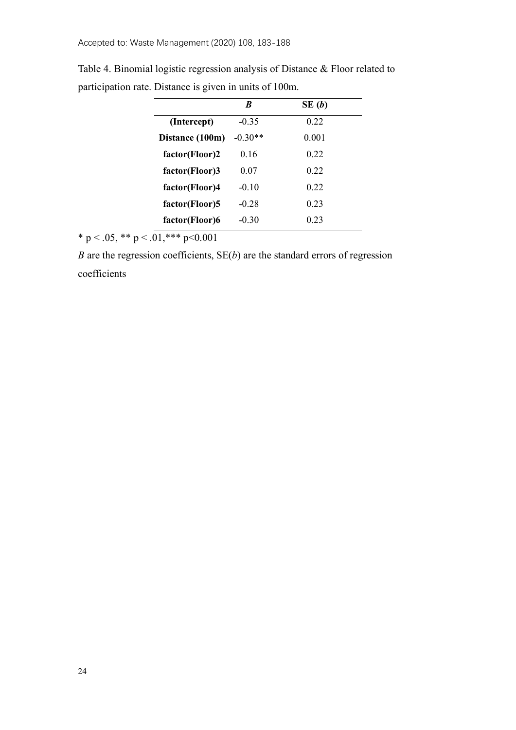Table 4. Binomial logistic regression analysis of Distance & Floor related to participation rate. Distance is given in units of 100m.

| | *B* | SE (*b*) |
|---|---|---|
| **(Intercept)** | -0.35 | 0.22 |
| **Distance (100m)** | -0.30** | 0.001 |
| **factor(Floor)2** | 0.16 | 0.22 |
| **factor(Floor)3** | 0.07 | 0.22 |
| **factor(Floor)4** | -0.10 | 0.22 |
| **factor(Floor)5** | -0.28 | 0.23 |
| **factor(Floor)6** | -0.30 | 0.23 |

* $p < .05$, ** $p < .01$, *** $p<0.001$

*B* are the regression coefficients, SE(*b*) are the standard errors of regression coefficients